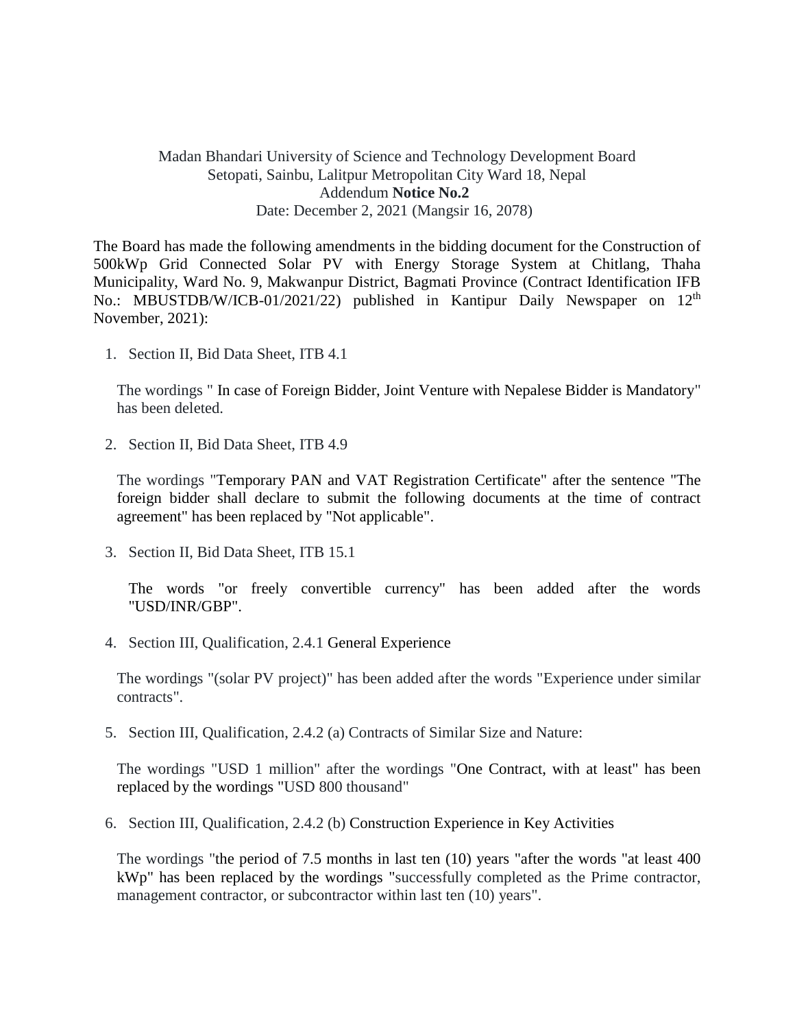Madan Bhandari University of Science and Technology Development Board
Setopati, Sainbu, Lalitpur Metropolitan City Ward 18, Nepal
Addendum **Notice No.2**
Date: December 2, 2021 (Mangsir 16, 2078)

The Board has made the following amendments in the bidding document for the Construction of 500kWp Grid Connected Solar PV with Energy Storage System at Chitlang, Thaha Municipality, Ward No. 9, Makwanpur District, Bagmati Province (Contract Identification IFB No.: MBUSTDB/W/ICB-01/2021/22) published in Kantipur Daily Newspaper on 12th November, 2021):

1. Section II, Bid Data Sheet, ITB 4.1

   The wordings " In case of Foreign Bidder, Joint Venture with Nepalese Bidder is Mandatory" has been deleted.

2. Section II, Bid Data Sheet, ITB 4.9

   The wordings "Temporary PAN and VAT Registration Certificate" after the sentence "The foreign bidder shall declare to submit the following documents at the time of contract agreement" has been replaced by "Not applicable".

3. Section II, Bid Data Sheet, ITB 15.1

   The words "or freely convertible currency" has been added after the words "USD/INR/GBP".

4. Section III, Qualification, 2.4.1 General Experience

   The wordings "(solar PV project)" has been added after the words "Experience under similar contracts".

5. Section III, Qualification, 2.4.2 (a) Contracts of Similar Size and Nature:

   The wordings "USD 1 million" after the wordings "One Contract, with at least" has been replaced by the wordings "USD 800 thousand"

6. Section III, Qualification, 2.4.2 (b) Construction Experience in Key Activities

   The wordings "the period of 7.5 months in last ten (10) years "after the words "at least 400 kWp" has been replaced by the wordings "successfully completed as the Prime contractor, management contractor, or subcontractor within last ten (10) years".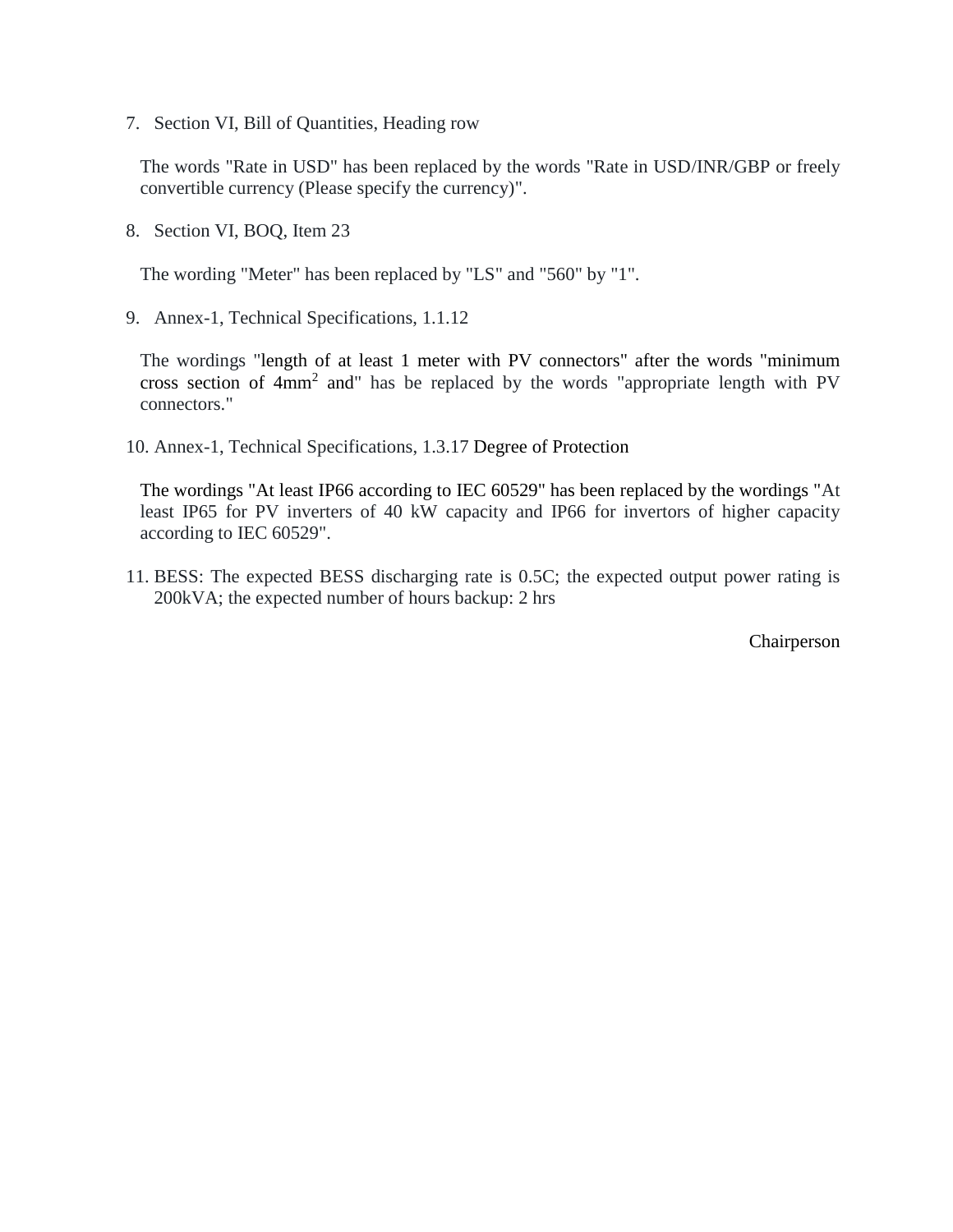7. Section VI, Bill of Quantities, Heading row

   The words "Rate in USD" has been replaced by the words "Rate in USD/INR/GBP or freely convertible currency (Please specify the currency)".

8. Section VI, BOQ, Item 23

   The wording "Meter" has been replaced by "LS" and "560" by "1".

9. Annex-1, Technical Specifications, 1.1.12

   The wordings "length of at least 1 meter with PV connectors" after the words "minimum cross section of $4mm^2$ and" has be replaced by the words "appropriate length with PV connectors."

10. Annex-1, Technical Specifications, 1.3.17 Degree of Protection

    The wordings "At least IP66 according to IEC 60529" has been replaced by the wordings "At least IP65 for PV inverters of 40 kW capacity and IP66 for invertors of higher capacity according to IEC 60529".

11. BESS: The expected BESS discharging rate is 0.5C; the expected output power rating is 200kVA; the expected number of hours backup: 2 hrs

Chairperson